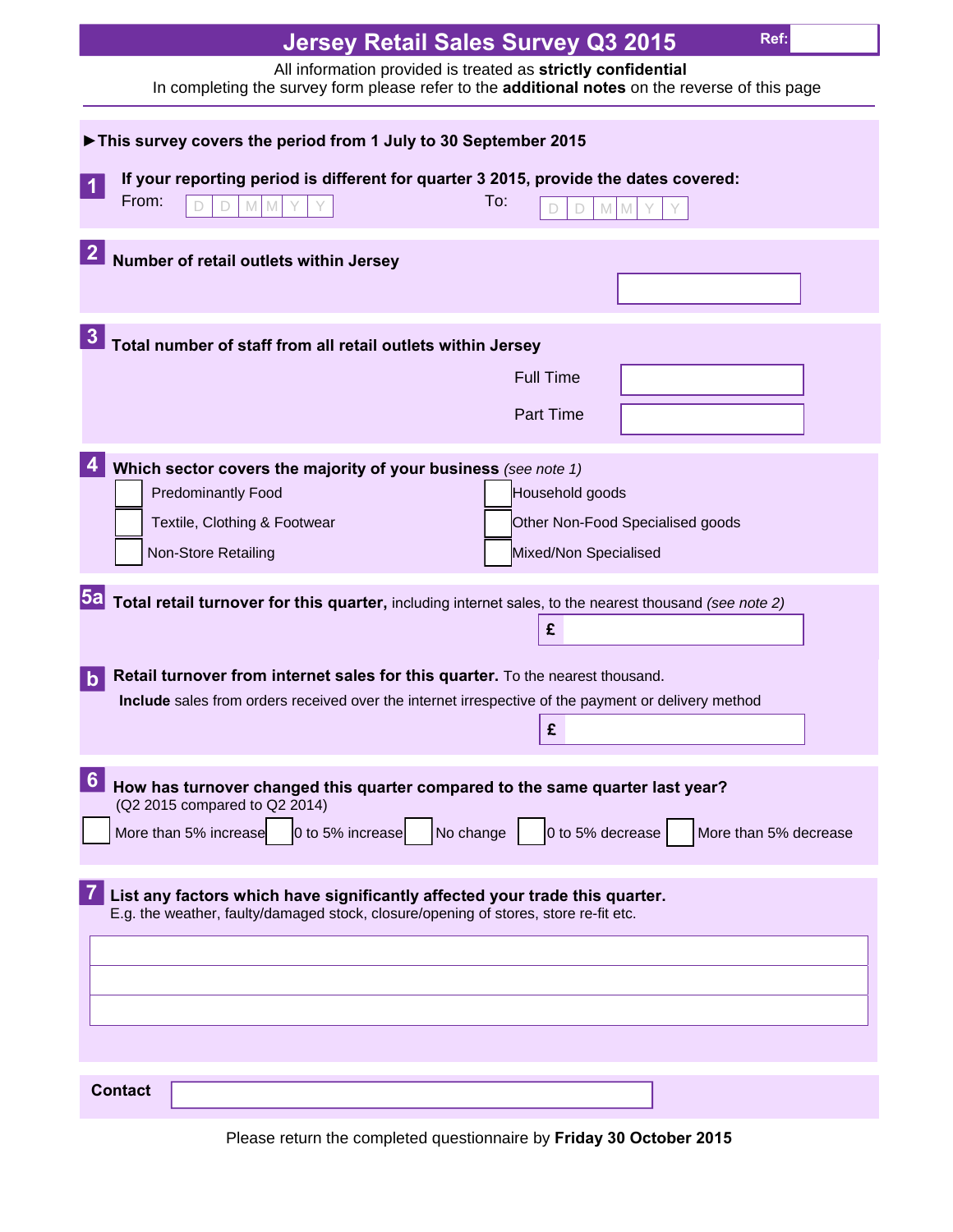# Jersey Retail Sales Survey Q3 2015

**Ref:**

All information provided is treated as **strictly confidential**
In completing the survey form please refer to the **additional notes** on the reverse of this page

**►This survey covers the period from 1 July to 30 September 2015**

**1** **If your reporting period is different for quarter 3 2015, provide the dates covered:**

From: D D M M Y Y To: D D M M Y Y

**2** **Number of retail outlets within Jersey**

**3** **Total number of staff from all retail outlets within Jersey**

Full Time

Part Time

**4** **Which sector covers the majority of your business** *(see note 1)*

- ☐ Predominantly Food
- ☐ Household goods
- ☐ Textile, Clothing & Footwear
- ☐ Other Non-Food Specialised goods
- ☐ Non-Store Retailing
- ☐ Mixed/Non Specialised

**5a** **Total retail turnover for this quarter,** including internet sales, to the nearest thousand *(see note 2)*

£

**b** **Retail turnover from internet sales for this quarter.** To the nearest thousand.

**Include** sales from orders received over the internet irrespective of the payment or delivery method

£

**6** **How has turnover changed this quarter compared to the same quarter last year?**
(Q2 2015 compared to Q2 2014)

☐ More than 5% increase ☐ 0 to 5% increase ☐ No change ☐ 0 to 5% decrease ☐ More than 5% decrease

**7** **List any factors which have significantly affected your trade this quarter.**
E.g. the weather, faulty/damaged stock, closure/opening of stores, store re-fit etc.

**Contact**

Please return the completed questionnaire by **Friday 30 October 2015**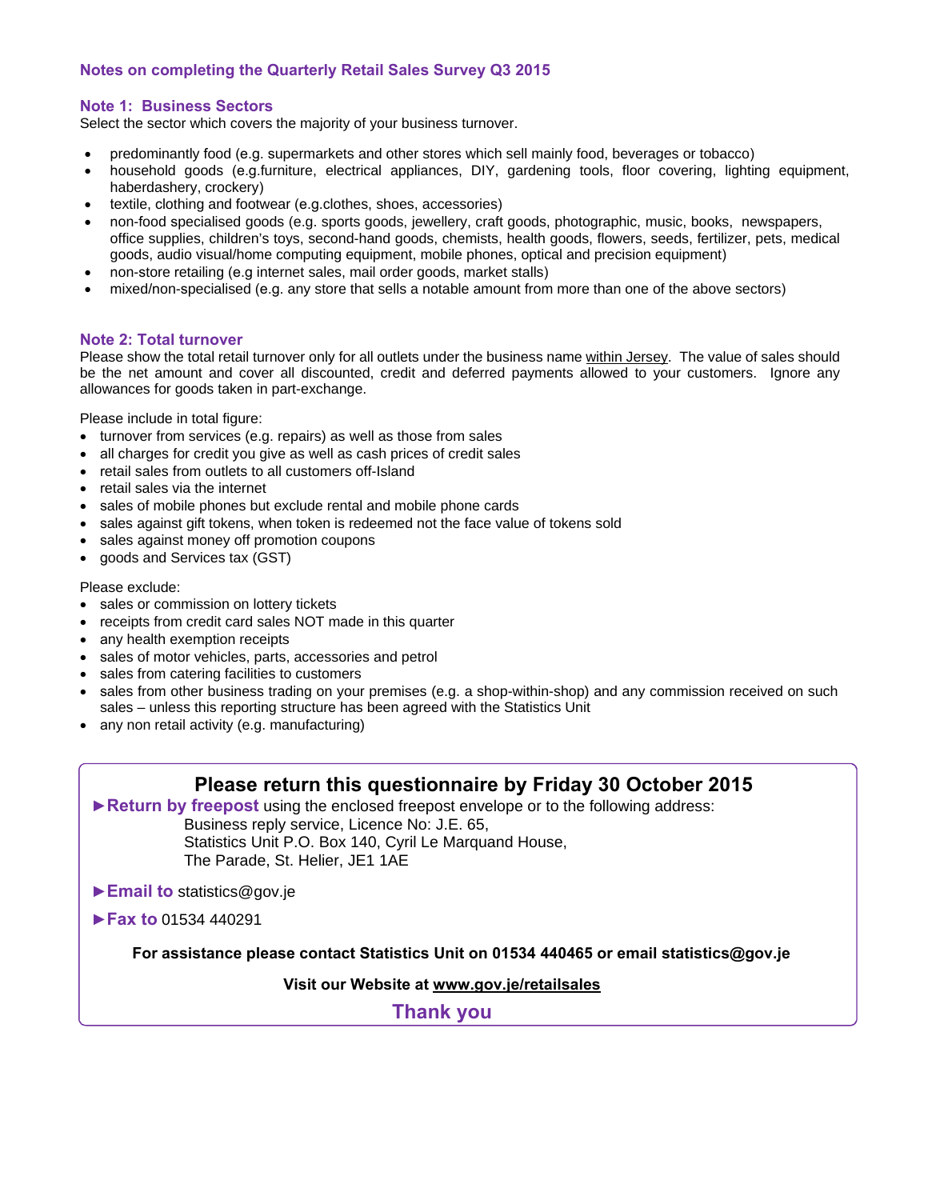## Notes on completing the Quarterly Retail Sales Survey Q3 2015

### Note 1: Business Sectors

Select the sector which covers the majority of your business turnover.

- predominantly food (e.g. supermarkets and other stores which sell mainly food, beverages or tobacco)
- household goods (e.g.furniture, electrical appliances, DIY, gardening tools, floor covering, lighting equipment, haberdashery, crockery)
- textile, clothing and footwear (e.g.clothes, shoes, accessories)
- non-food specialised goods (e.g. sports goods, jewellery, craft goods, photographic, music, books, newspapers, office supplies, children's toys, second-hand goods, chemists, health goods, flowers, seeds, fertilizer, pets, medical goods, audio visual/home computing equipment, mobile phones, optical and precision equipment)
- non-store retailing (e.g internet sales, mail order goods, market stalls)
- mixed/non-specialised (e.g. any store that sells a notable amount from more than one of the above sectors)

### Note 2: Total turnover

Please show the total retail turnover only for all outlets under the business name within Jersey. The value of sales should be the net amount and cover all discounted, credit and deferred payments allowed to your customers. Ignore any allowances for goods taken in part-exchange.

Please include in total figure:

- turnover from services (e.g. repairs) as well as those from sales
- all charges for credit you give as well as cash prices of credit sales
- retail sales from outlets to all customers off-Island
- retail sales via the internet
- sales of mobile phones but exclude rental and mobile phone cards
- sales against gift tokens, when token is redeemed not the face value of tokens sold
- sales against money off promotion coupons
- goods and Services tax (GST)

Please exclude:

- sales or commission on lottery tickets
- receipts from credit card sales NOT made in this quarter
- any health exemption receipts
- sales of motor vehicles, parts, accessories and petrol
- sales from catering facilities to customers
- sales from other business trading on your premises (e.g. a shop-within-shop) and any commission received on such sales – unless this reporting structure has been agreed with the Statistics Unit
- any non retail activity (e.g. manufacturing)

---

**Please return this questionnaire by Friday 30 October 2015**

►**Return by freepost** using the enclosed freepost envelope or to the following address:
Business reply service, Licence No: J.E. 65,
Statistics Unit P.O. Box 140, Cyril Le Marquand House,
The Parade, St. Helier, JE1 1AE

►**Email to** statistics@gov.je

►**Fax to** 01534 440291

**For assistance please contact Statistics Unit on 01534 440465 or email statistics@gov.je**

**Visit our Website at www.gov.je/retailsales**

**Thank you**